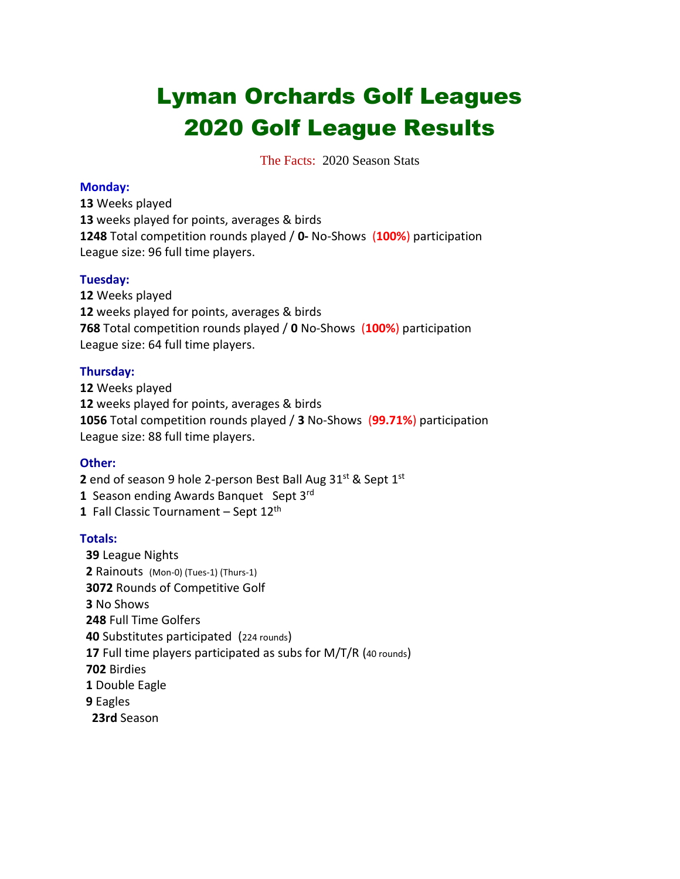# Lyman Orchards Golf Leagues
# 2020 Golf League Results

The Facts: 2020 Season Stats

### Monday:

**13** Weeks played
**13** weeks played for points, averages & birds
**1248** Total competition rounds played / **0-** No-Shows (**100%**) participation
League size: 96 full time players.

### Tuesday:

**12** Weeks played
**12** weeks played for points, averages & birds
**768** Total competition rounds played / **0** No-Shows (**100%**) participation
League size: 64 full time players.

### Thursday:

**12** Weeks played
**12** weeks played for points, averages & birds
**1056** Total competition rounds played / **3** No-Shows (**99.71%**) participation
League size: 88 full time players.

### Other:

**2** end of season 9 hole 2-person Best Ball Aug 31st & Sept 1st
**1** Season ending Awards Banquet Sept 3rd
**1** Fall Classic Tournament – Sept 12th

### Totals:

**39** League Nights
**2** Rainouts (Mon-0) (Tues-1) (Thurs-1)
**3072** Rounds of Competitive Golf
**3** No Shows
**248** Full Time Golfers
**40** Substitutes participated (224 rounds)
**17** Full time players participated as subs for M/T/R (40 rounds)
**702** Birdies
**1** Double Eagle
**9** Eagles
**23rd** Season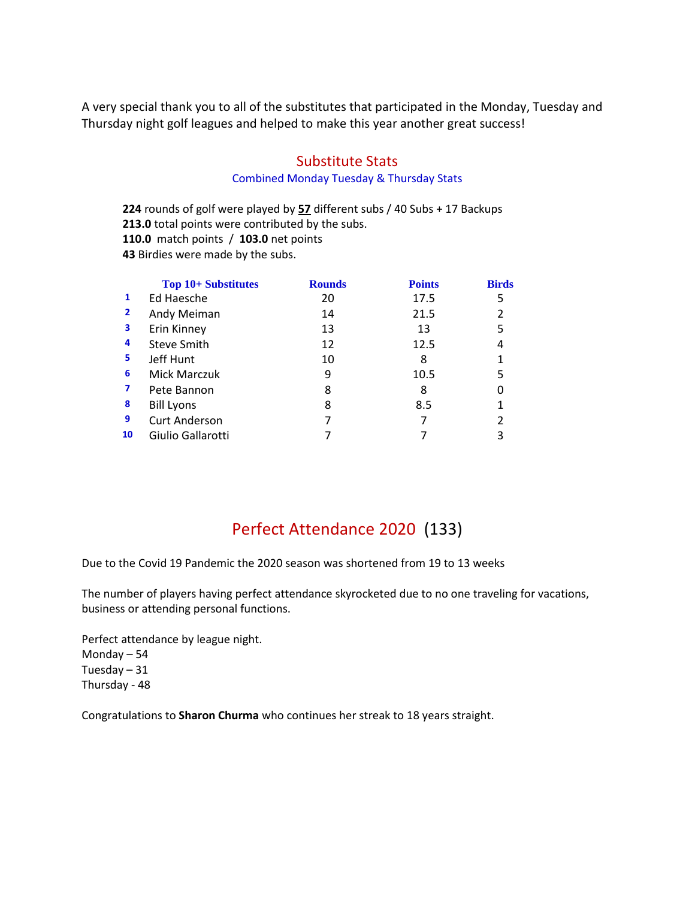A very special thank you to all of the substitutes that participated in the Monday, Tuesday and Thursday night golf leagues and helped to make this year another great success!

## Substitute Stats

### Combined Monday Tuesday & Thursday Stats

**224** rounds of golf were played by **57** different subs / 40 Subs + 17 Backups
**213.0** total points were contributed by the subs.
**110.0** match points / **103.0** net points
**43** Birdies were made by the subs.

| | Top 10+ Substitutes | Rounds | Points | Birds |
|---|---|---|---|---|
| 1 | Ed Haesche | 20 | 17.5 | 5 |
| 2 | Andy Meiman | 14 | 21.5 | 2 |
| 3 | Erin Kinney | 13 | 13 | 5 |
| 4 | Steve Smith | 12 | 12.5 | 4 |
| 5 | Jeff Hunt | 10 | 8 | 1 |
| 6 | Mick Marczuk | 9 | 10.5 | 5 |
| 7 | Pete Bannon | 8 | 8 | 0 |
| 8 | Bill Lyons | 8 | 8.5 | 1 |
| 9 | Curt Anderson | 7 | 7 | 2 |
| 10 | Giulio Gallarotti | 7 | 7 | 3 |

## Perfect Attendance 2020 (133)

Due to the Covid 19 Pandemic the 2020 season was shortened from 19 to 13 weeks

The number of players having perfect attendance skyrocketed due to no one traveling for vacations, business or attending personal functions.

Perfect attendance by league night.
Monday – 54
Tuesday – 31
Thursday - 48

Congratulations to **Sharon Churma** who continues her streak to 18 years straight.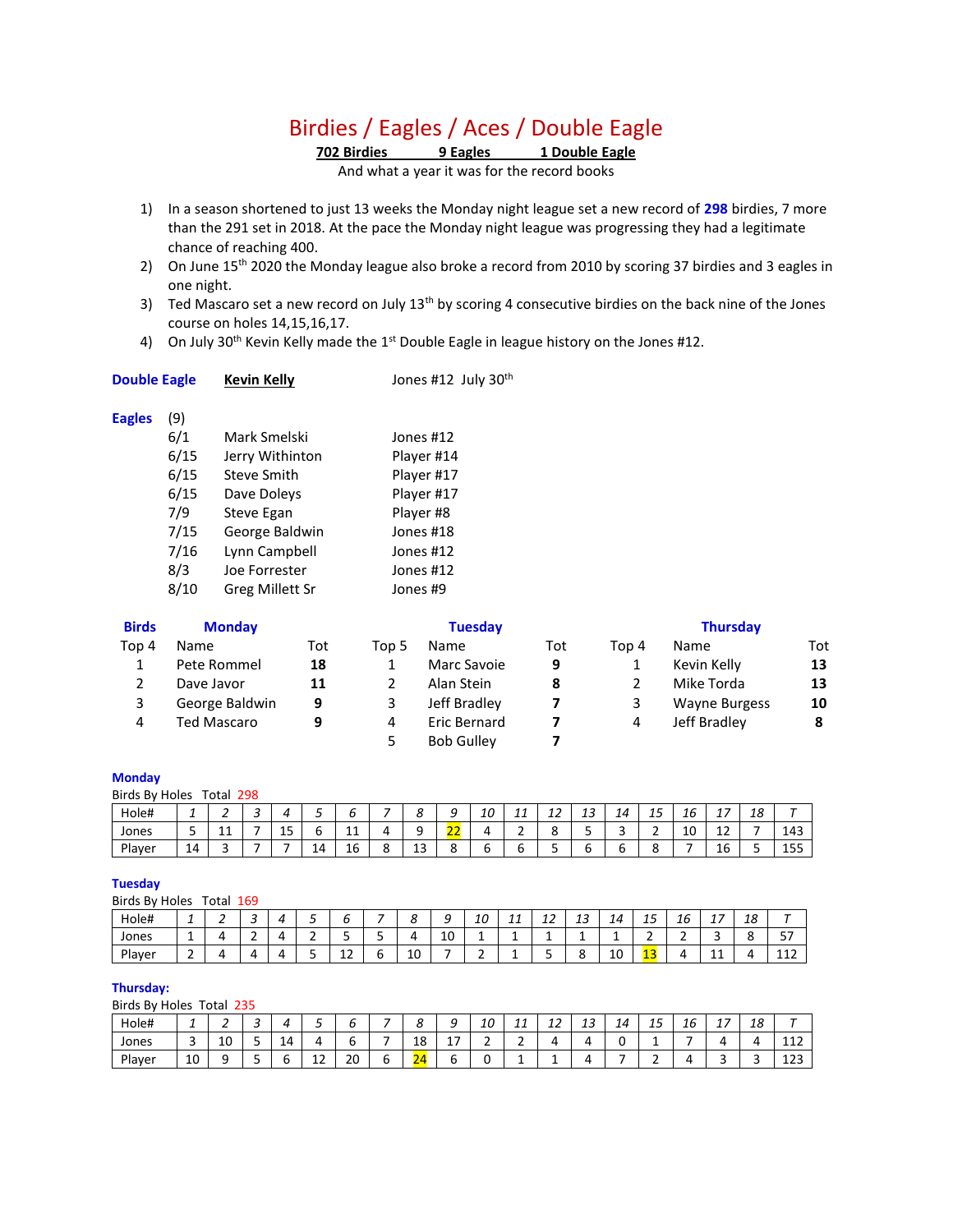# Birdies / Eagles / Aces / Double Eagle

**702 Birdies** **9 Eagles** **1 Double Eagle**

And what a year it was for the record books

1) In a season shortened to just 13 weeks the Monday night league set a new record of **298** birdies, 7 more than the 291 set in 2018. At the pace the Monday night league was progressing they had a legitimate chance of reaching 400.
2) On June 15th 2020 the Monday league also broke a record from 2010 by scoring 37 birdies and 3 eagles in one night.
3) Ted Mascaro set a new record on July 13th by scoring 4 consecutive birdies on the back nine of the Jones course on holes 14,15,16,17.
4) On July 30th Kevin Kelly made the 1st Double Eagle in league history on the Jones #12.

**Double Eagle** **Kevin Kelly** Jones #12 July 30th

**Eagles** (9)

| Date | Name | Hole |
|---|---|---|
| 6/1 | Mark Smelski | Jones #12 |
| 6/15 | Jerry Withinton | Player #14 |
| 6/15 | Steve Smith | Player #17 |
| 6/15 | Dave Doleys | Player #17 |
| 7/9 | Steve Egan | Player #8 |
| 7/15 | George Baldwin | Jones #18 |
| 7/16 | Lynn Campbell | Jones #12 |
| 8/3 | Joe Forrester | Jones #12 |
| 8/10 | Greg Millett Sr | Jones #9 |

**Birds**

| Monday Top 4 | Name | Tot | Tuesday Top 5 | Name | Tot | Thursday Top 4 | Name | Tot |
|---|---|---|---|---|---|---|---|---|
| 1 | Pete Rommel | **18** | 1 | Marc Savoie | **9** | 1 | Kevin Kelly | **13** |
| 2 | Dave Javor | **11** | 2 | Alan Stein | **8** | 2 | Mike Torda | **13** |
| 3 | George Baldwin | **9** | 3 | Jeff Bradley | **7** | 3 | Wayne Burgess | **10** |
| 4 | Ted Mascaro | **9** | 4 | Eric Bernard | **7** | 4 | Jeff Bradley | **8** |
| | | | 5 | Bob Gulley | **7** | | | |

**Monday**

Birds By Holes Total 298

| Hole# | 1 | 2 | 3 | 4 | 5 | 6 | 7 | 8 | 9 | 10 | 11 | 12 | 13 | 14 | 15 | 16 | 17 | 18 | T |
|---|---|---|---|---|---|---|---|---|---|---|---|---|---|---|---|---|---|---|---|
| Jones | 5 | 11 | 7 | 15 | 6 | 11 | 4 | 9 | 22 | 4 | 2 | 8 | 5 | 3 | 2 | 10 | 12 | 7 | 143 |
| Player | 14 | 3 | 7 | 7 | 14 | 16 | 8 | 13 | 8 | 6 | 6 | 5 | 6 | 6 | 8 | 7 | 16 | 5 | 155 |

**Tuesday**

Birds By Holes Total 169

| Hole# | 1 | 2 | 3 | 4 | 5 | 6 | 7 | 8 | 9 | 10 | 11 | 12 | 13 | 14 | 15 | 16 | 17 | 18 | T |
|---|---|---|---|---|---|---|---|---|---|---|---|---|---|---|---|---|---|---|---|
| Jones | 1 | 4 | 2 | 4 | 2 | 5 | 5 | 4 | 10 | 1 | 1 | 1 | 1 | 1 | 2 | 2 | 3 | 8 | 57 |
| Player | 2 | 4 | 4 | 4 | 5 | 12 | 6 | 10 | 7 | 2 | 1 | 5 | 8 | 10 | 13 | 4 | 11 | 4 | 112 |

**Thursday:**

Birds By Holes Total 235

| Hole# | 1 | 2 | 3 | 4 | 5 | 6 | 7 | 8 | 9 | 10 | 11 | 12 | 13 | 14 | 15 | 16 | 17 | 18 | T |
|---|---|---|---|---|---|---|---|---|---|---|---|---|---|---|---|---|---|---|---|
| Jones | 3 | 10 | 5 | 14 | 4 | 6 | 7 | 18 | 17 | 2 | 2 | 4 | 4 | 0 | 1 | 7 | 4 | 4 | 112 |
| Player | 10 | 9 | 5 | 6 | 12 | 20 | 6 | 24 | 6 | 0 | 1 | 1 | 4 | 7 | 2 | 4 | 3 | 3 | 123 |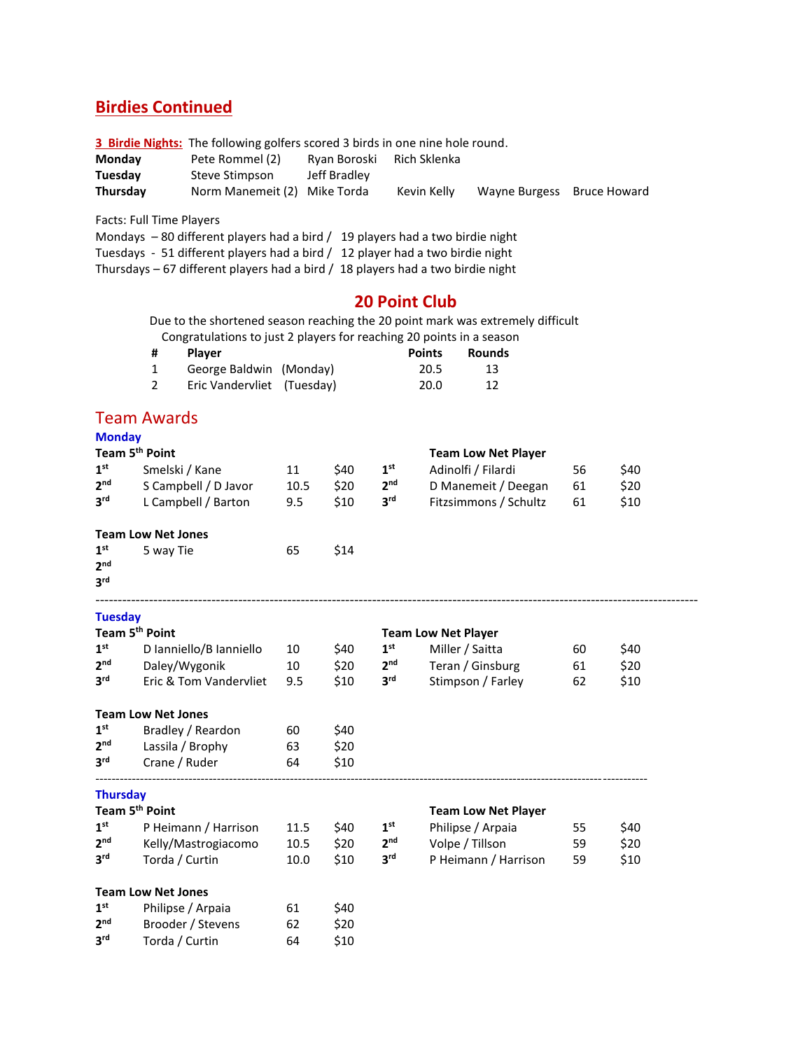## Birdies Continued

**3 Birdie Nights:** The following golfers scored 3 birds in one nine hole round.

| | | | | | |
|---|---|---|---|---|---|
| **Monday** | Pete Rommel (2) | Ryan Boroski | Rich Sklenka | | |
| **Tuesday** | Steve Stimpson | Jeff Bradley | | | |
| **Thursday** | Norm Manemeit (2) | Mike Torda | Kevin Kelly | Wayne Burgess | Bruce Howard |

Facts: Full Time Players

Mondays – 80 different players had a bird / 19 players had a two birdie night
Tuesdays - 51 different players had a bird / 12 player had a two birdie night
Thursdays – 67 different players had a bird / 18 players had a two birdie night

## 20 Point Club

Due to the shortened season reaching the 20 point mark was extremely difficult
Congratulations to just 2 players for reaching 20 points in a season

| # | Player | Points | Rounds |
|---|---|---|---|
| 1 | George Baldwin (Monday) | 20.5 | 13 |
| 2 | Eric Vandervliet (Tuesday) | 20.0 | 12 |

## Team Awards

### Monday

| Team 5th Point | | | | Team Low Net Player | | | |
|---|---|---|---|---|---|---|---|
| 1st | Smelski / Kane | 11 | $40 | 1st | Adinolfi / Filardi | 56 | $40 |
| 2nd | S Campbell / D Javor | 10.5 | $20 | 2nd | D Manemeit / Deegan | 61 | $20 |
| 3rd | L Campbell / Barton | 9.5 | $10 | 3rd | Fitzsimmons / Schultz | 61 | $10 |

**Team Low Net Jones**

| | | | |
|---|---|---|---|
| 1st | 5 way Tie | 65 | $14 |
| 2nd | | | |
| 3rd | | | |

---

### Tuesday

| Team 5th Point | | | | Team Low Net Player | | | |
|---|---|---|---|---|---|---|---|
| 1st | D Ianniello/B Ianniello | 10 | $40 | 1st | Miller / Saitta | 60 | $40 |
| 2nd | Daley/Wygonik | 10 | $20 | 2nd | Teran / Ginsburg | 61 | $20 |
| 3rd | Eric & Tom Vandervliet | 9.5 | $10 | 3rd | Stimpson / Farley | 62 | $10 |

**Team Low Net Jones**

| | | | |
|---|---|---|---|
| 1st | Bradley / Reardon | 60 | $40 |
| 2nd | Lassila / Brophy | 63 | $20 |
| 3rd | Crane / Ruder | 64 | $10 |

---

### Thursday

| Team 5th Point | | | | Team Low Net Player | | | |
|---|---|---|---|---|---|---|---|
| 1st | P Heimann / Harrison | 11.5 | $40 | 1st | Philipse / Arpaia | 55 | $40 |
| 2nd | Kelly/Mastrogiacomo | 10.5 | $20 | 2nd | Volpe / Tillson | 59 | $20 |
| 3rd | Torda / Curtin | 10.0 | $10 | 3rd | P Heimann / Harrison | 59 | $10 |

**Team Low Net Jones**

| | | | |
|---|---|---|---|
| 1st | Philipse / Arpaia | 61 | $40 |
| 2nd | Brooder / Stevens | 62 | $20 |
| 3rd | Torda / Curtin | 64 | $10 |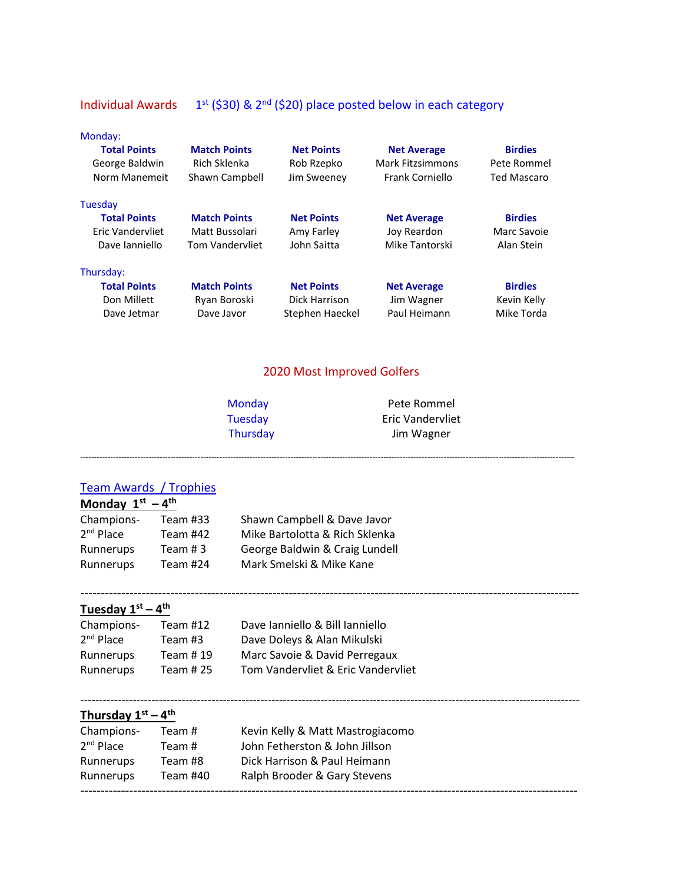## Individual Awards    1st ($30) & 2nd ($20) place posted below in each category

### Monday:

| Total Points | Match Points | Net Points | Net Average | Birdies |
|---|---|---|---|---|
| George Baldwin | Rich Sklenka | Rob Rzepko | Mark Fitzsimmons | Pete Rommel |
| Norm Manemeit | Shawn Campbell | Jim Sweeney | Frank Corniello | Ted Mascaro |

### Tuesday

| Total Points | Match Points | Net Points | Net Average | Birdies |
|---|---|---|---|---|
| Eric Vandervliet | Matt Bussolari | Amy Farley | Joy Reardon | Marc Savoie |
| Dave Ianniello | Tom Vandervliet | John Saitta | Mike Tantorski | Alan Stein |

### Thursday:

| Total Points | Match Points | Net Points | Net Average | Birdies |
|---|---|---|---|---|
| Don Millett | Ryan Boroski | Dick Harrison | Jim Wagner | Kevin Kelly |
| Dave Jetmar | Dave Javor | Stephen Haeckel | Paul Heimann | Mike Torda |

## 2020 Most Improved Golfers

| | |
|---|---|
| Monday | Pete Rommel |
| Tuesday | Eric Vandervliet |
| Thursday | Jim Wagner |

---

## Team Awards / Trophies

### Monday 1st – 4th

| | | |
|---|---|---|
| Champions- | Team #33 | Shawn Campbell & Dave Javor |
| 2nd Place | Team #42 | Mike Bartolotta & Rich Sklenka |
| Runnerups | Team # 3 | George Baldwin & Craig Lundell |
| Runnerups | Team #24 | Mark Smelski & Mike Kane |

---

### Tuesday 1st – 4th

| | | |
|---|---|---|
| Champions- | Team #12 | Dave Ianniello & Bill Ianniello |
| 2nd Place | Team #3 | Dave Doleys & Alan Mikulski |
| Runnerups | Team # 19 | Marc Savoie & David Perregaux |
| Runnerups | Team # 25 | Tom Vandervliet & Eric Vandervliet |

---

### Thursday 1st – 4th

| | | |
|---|---|---|
| Champions- | Team # | Kevin Kelly & Matt Mastrogiacomo |
| 2nd Place | Team # | John Fetherston & John Jillson |
| Runnerups | Team #8 | Dick Harrison & Paul Heimann |
| Runnerups | Team #40 | Ralph Brooder & Gary Stevens |

---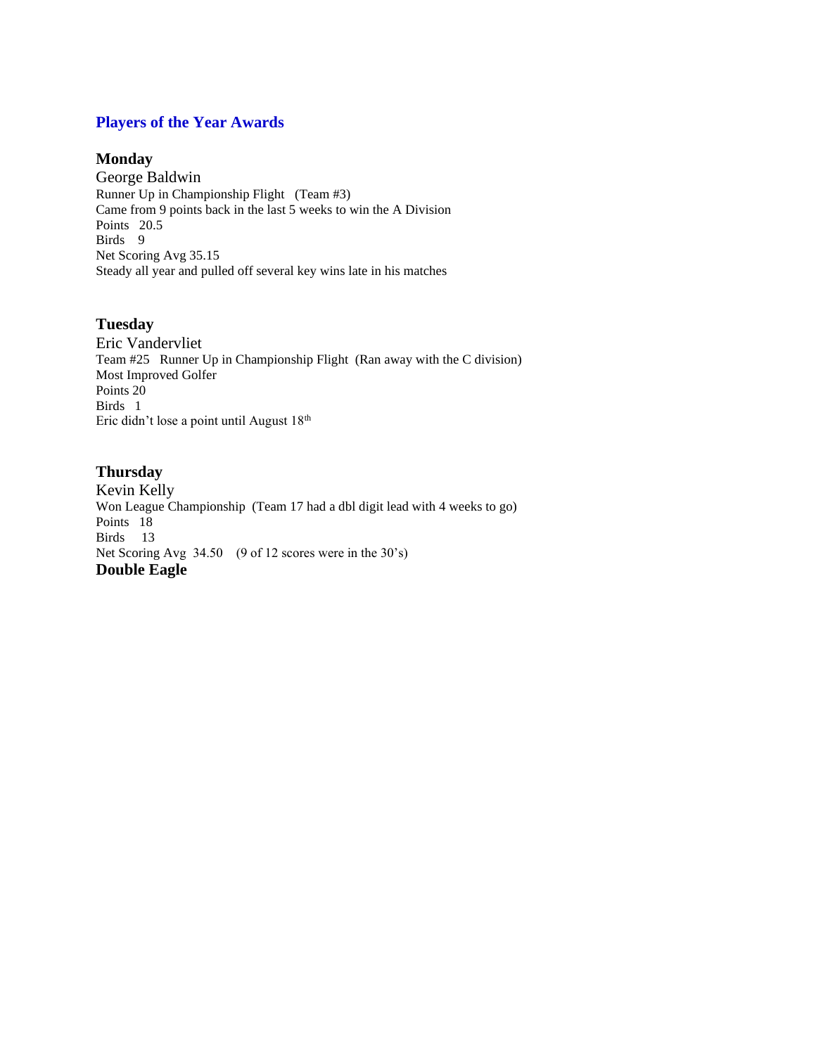## Players of the Year Awards

### Monday

George Baldwin
Runner Up in Championship Flight (Team #3)
Came from 9 points back in the last 5 weeks to win the A Division
Points 20.5
Birds 9
Net Scoring Avg 35.15
Steady all year and pulled off several key wins late in his matches

### Tuesday

Eric Vandervliet
Team #25 Runner Up in Championship Flight (Ran away with the C division)
Most Improved Golfer
Points 20
Birds 1
Eric didn't lose a point until August 18th

### Thursday

Kevin Kelly
Won League Championship (Team 17 had a dbl digit lead with 4 weeks to go)
Points 18
Birds 13
Net Scoring Avg 34.50 (9 of 12 scores were in the 30's)
**Double Eagle**